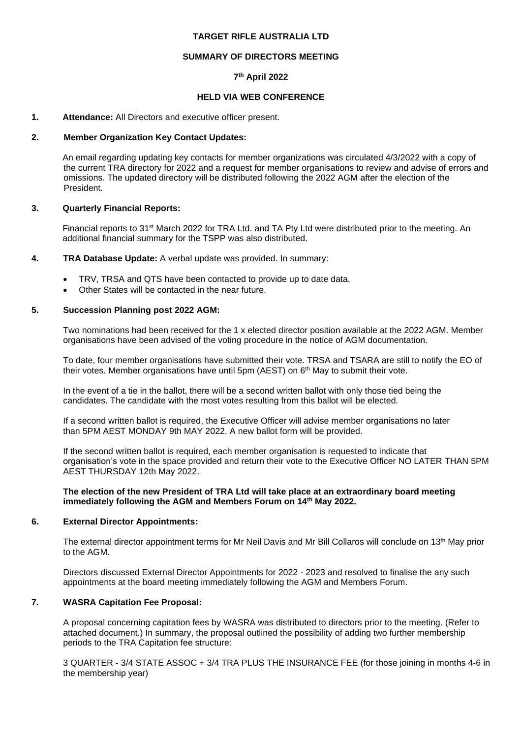**TARGET RIFLE AUSTRALIA LTD**

**SUMMARY OF DIRECTORS MEETING**

**7th April 2022**

**HELD VIA WEB CONFERENCE**

**1. Attendance:** All Directors and executive officer present.

**2. Member Organization Key Contact Updates:**

An email regarding updating key contacts for member organizations was circulated 4/3/2022 with a copy of the current TRA directory for 2022 and a request for member organisations to review and advise of errors and omissions. The updated directory will be distributed following the 2022 AGM after the election of the President.

**3. Quarterly Financial Reports:**

Financial reports to 31st March 2022 for TRA Ltd. and TA Pty Ltd were distributed prior to the meeting. An additional financial summary for the TSPP was also distributed.

**4. TRA Database Update:** A verbal update was provided. In summary:

- TRV, TRSA and QTS have been contacted to provide up to date data.
- Other States will be contacted in the near future.

**5. Succession Planning post 2022 AGM:**

Two nominations had been received for the 1 x elected director position available at the 2022 AGM. Member organisations have been advised of the voting procedure in the notice of AGM documentation.

To date, four member organisations have submitted their vote. TRSA and TSARA are still to notify the EO of their votes. Member organisations have until 5pm (AEST) on 6th May to submit their vote.

In the event of a tie in the ballot, there will be a second written ballot with only those tied being the candidates. The candidate with the most votes resulting from this ballot will be elected.

If a second written ballot is required, the Executive Officer will advise member organisations no later than 5PM AEST MONDAY 9th MAY 2022. A new ballot form will be provided.

If the second written ballot is required, each member organisation is requested to indicate that organisation's vote in the space provided and return their vote to the Executive Officer NO LATER THAN 5PM AEST THURSDAY 12th May 2022.

**The election of the new President of TRA Ltd will take place at an extraordinary board meeting immediately following the AGM and Members Forum on 14th May 2022.**

**6. External Director Appointments:**

The external director appointment terms for Mr Neil Davis and Mr Bill Collaros will conclude on 13th May prior to the AGM.

Directors discussed External Director Appointments for 2022 - 2023 and resolved to finalise the any such appointments at the board meeting immediately following the AGM and Members Forum.

**7. WASRA Capitation Fee Proposal:**

A proposal concerning capitation fees by WASRA was distributed to directors prior to the meeting. (Refer to attached document.) In summary, the proposal outlined the possibility of adding two further membership periods to the TRA Capitation fee structure:

3 QUARTER - 3/4 STATE ASSOC + 3/4 TRA PLUS THE INSURANCE FEE (for those joining in months 4-6 in the membership year)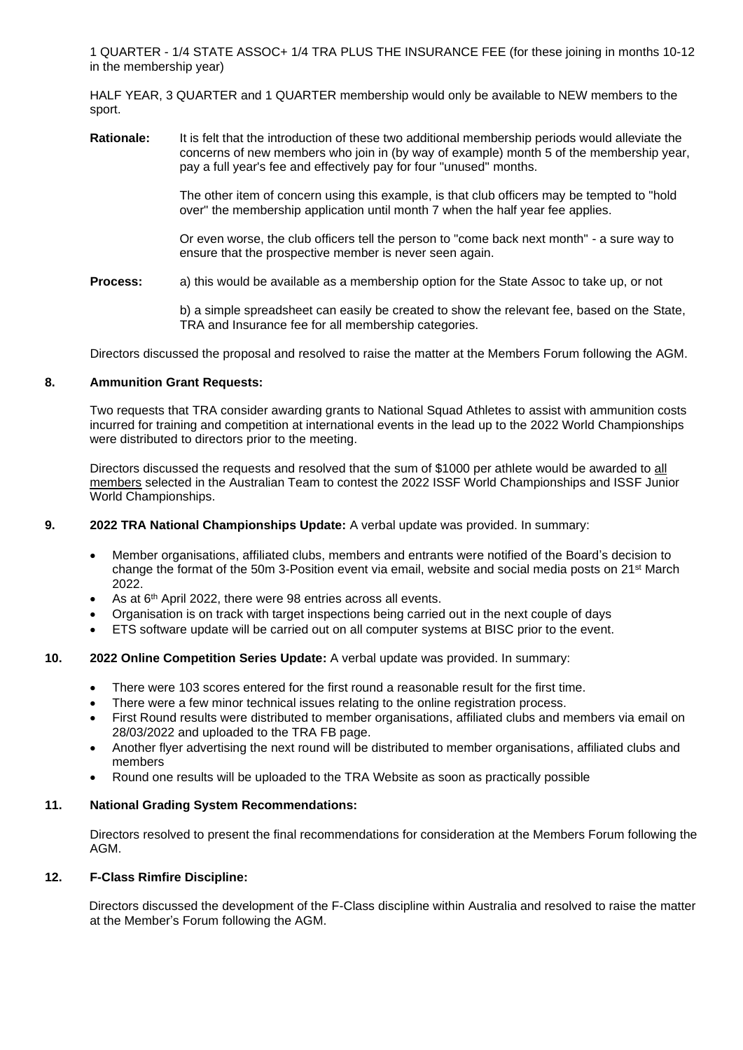1 QUARTER - 1/4 STATE ASSOC+ 1/4 TRA PLUS THE INSURANCE FEE (for these joining in months 10-12 in the membership year)

HALF YEAR, 3 QUARTER and 1 QUARTER membership would only be available to NEW members to the sport.

**Rationale:** It is felt that the introduction of these two additional membership periods would alleviate the concerns of new members who join in (by way of example) month 5 of the membership year, pay a full year's fee and effectively pay for four "unused" months.

The other item of concern using this example, is that club officers may be tempted to "hold over" the membership application until month 7 when the half year fee applies.

Or even worse, the club officers tell the person to "come back next month" - a sure way to ensure that the prospective member is never seen again.

**Process:** a) this would be available as a membership option for the State Assoc to take up, or not

b) a simple spreadsheet can easily be created to show the relevant fee, based on the State, TRA and Insurance fee for all membership categories.

Directors discussed the proposal and resolved to raise the matter at the Members Forum following the AGM.

## 8. Ammunition Grant Requests:

Two requests that TRA consider awarding grants to National Squad Athletes to assist with ammunition costs incurred for training and competition at international events in the lead up to the 2022 World Championships were distributed to directors prior to the meeting.

Directors discussed the requests and resolved that the sum of $1000 per athlete would be awarded to <u>all members</u> selected in the Australian Team to contest the 2022 ISSF World Championships and ISSF Junior World Championships.

## 9. 2022 TRA National Championships Update:

A verbal update was provided. In summary:

- Member organisations, affiliated clubs, members and entrants were notified of the Board's decision to change the format of the 50m 3-Position event via email, website and social media posts on 21st March 2022.
- As at 6th April 2022, there were 98 entries across all events.
- Organisation is on track with target inspections being carried out in the next couple of days
- ETS software update will be carried out on all computer systems at BISC prior to the event.

## 10. 2022 Online Competition Series Update:

A verbal update was provided. In summary:

- There were 103 scores entered for the first round a reasonable result for the first time.
- There were a few minor technical issues relating to the online registration process.
- First Round results were distributed to member organisations, affiliated clubs and members via email on 28/03/2022 and uploaded to the TRA FB page.
- Another flyer advertising the next round will be distributed to member organisations, affiliated clubs and members
- Round one results will be uploaded to the TRA Website as soon as practically possible

## 11. National Grading System Recommendations:

Directors resolved to present the final recommendations for consideration at the Members Forum following the AGM.

## 12. F-Class Rimfire Discipline:

Directors discussed the development of the F-Class discipline within Australia and resolved to raise the matter at the Member's Forum following the AGM.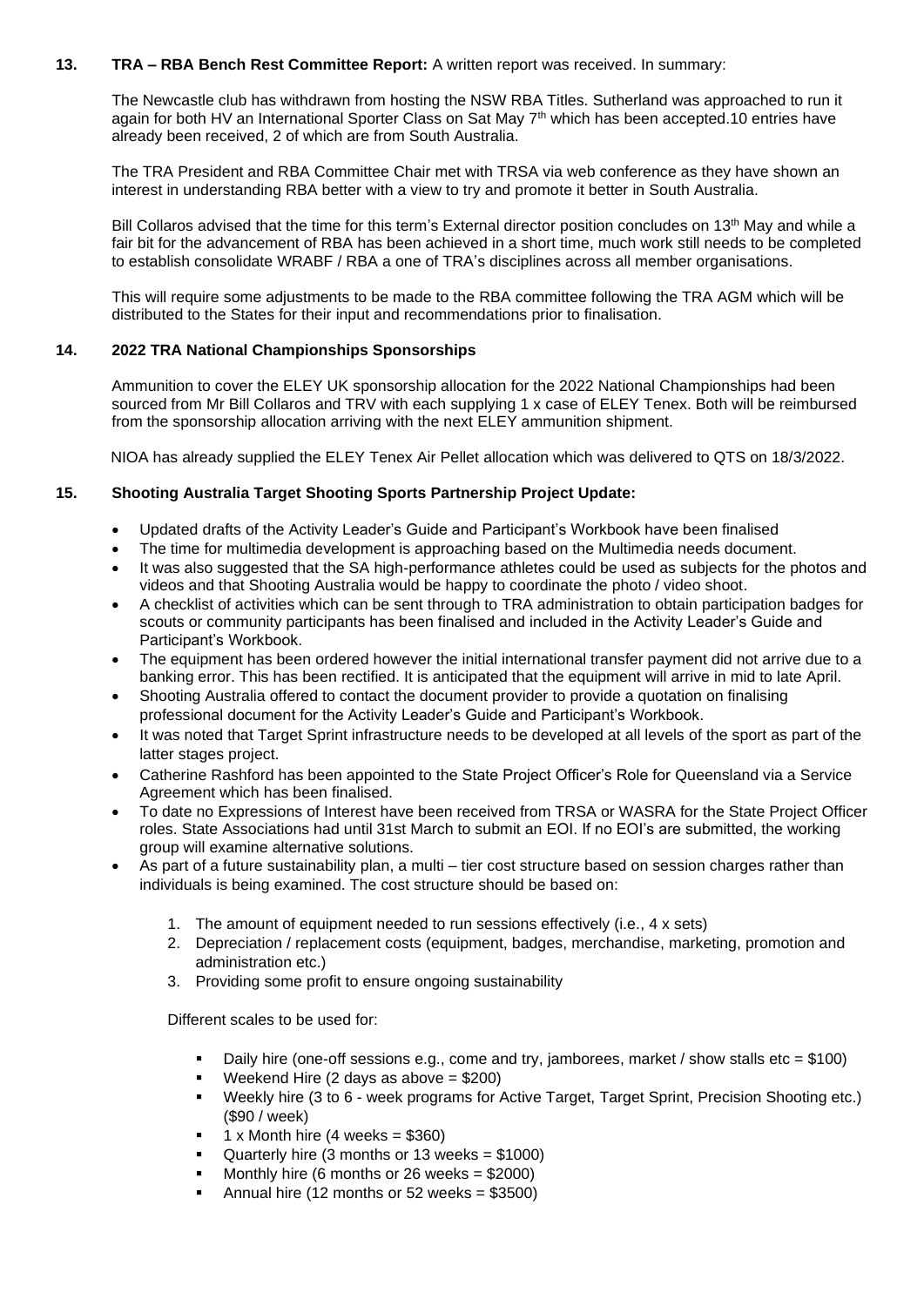**13. TRA – RBA Bench Rest Committee Report:** A written report was received. In summary:

The Newcastle club has withdrawn from hosting the NSW RBA Titles. Sutherland was approached to run it again for both HV an International Sporter Class on Sat May 7th which has been accepted.10 entries have already been received, 2 of which are from South Australia.

The TRA President and RBA Committee Chair met with TRSA via web conference as they have shown an interest in understanding RBA better with a view to try and promote it better in South Australia.

Bill Collaros advised that the time for this term's External director position concludes on 13th May and while a fair bit for the advancement of RBA has been achieved in a short time, much work still needs to be completed to establish consolidate WRABF / RBA a one of TRA's disciplines across all member organisations.

This will require some adjustments to be made to the RBA committee following the TRA AGM which will be distributed to the States for their input and recommendations prior to finalisation.

**14. 2022 TRA National Championships Sponsorships**

Ammunition to cover the ELEY UK sponsorship allocation for the 2022 National Championships had been sourced from Mr Bill Collaros and TRV with each supplying 1 x case of ELEY Tenex. Both will be reimbursed from the sponsorship allocation arriving with the next ELEY ammunition shipment.

NIOA has already supplied the ELEY Tenex Air Pellet allocation which was delivered to QTS on 18/3/2022.

**15. Shooting Australia Target Shooting Sports Partnership Project Update:**

- Updated drafts of the Activity Leader's Guide and Participant's Workbook have been finalised
- The time for multimedia development is approaching based on the Multimedia needs document.
- It was also suggested that the SA high-performance athletes could be used as subjects for the photos and videos and that Shooting Australia would be happy to coordinate the photo / video shoot.
- A checklist of activities which can be sent through to TRA administration to obtain participation badges for scouts or community participants has been finalised and included in the Activity Leader's Guide and Participant's Workbook.
- The equipment has been ordered however the initial international transfer payment did not arrive due to a banking error. This has been rectified. It is anticipated that the equipment will arrive in mid to late April.
- Shooting Australia offered to contact the document provider to provide a quotation on finalising professional document for the Activity Leader's Guide and Participant's Workbook.
- It was noted that Target Sprint infrastructure needs to be developed at all levels of the sport as part of the latter stages project.
- Catherine Rashford has been appointed to the State Project Officer's Role for Queensland via a Service Agreement which has been finalised.
- To date no Expressions of Interest have been received from TRSA or WASRA for the State Project Officer roles. State Associations had until 31st March to submit an EOI. If no EOI's are submitted, the working group will examine alternative solutions.
- As part of a future sustainability plan, a multi – tier cost structure based on session charges rather than individuals is being examined. The cost structure should be based on:

  1. The amount of equipment needed to run sessions effectively (i.e., 4 x sets)
  2. Depreciation / replacement costs (equipment, badges, merchandise, marketing, promotion and administration etc.)
  3. Providing some profit to ensure ongoing sustainability

  Different scales to be used for:

  - Daily hire (one-off sessions e.g., come and try, jamborees, market / show stalls etc = $100)
  - Weekend Hire (2 days as above = $200)
  - Weekly hire (3 to 6 - week programs for Active Target, Target Sprint, Precision Shooting etc.) ($90 / week)
  - 1 x Month hire (4 weeks = $360)
  - Quarterly hire (3 months or 13 weeks = $1000)
  - Monthly hire (6 months or 26 weeks = $2000)
  - Annual hire (12 months or 52 weeks = $3500)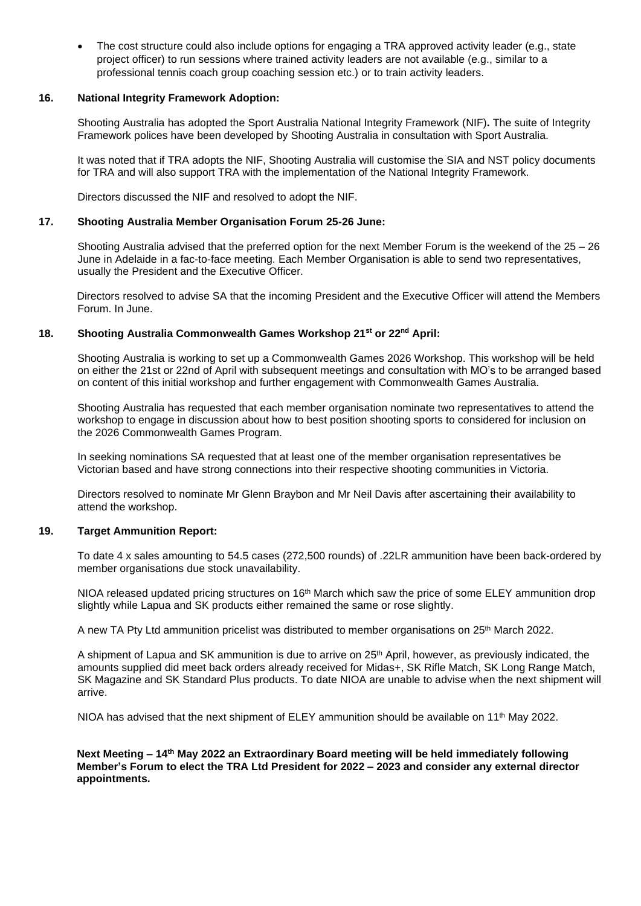- The cost structure could also include options for engaging a TRA approved activity leader (e.g., state project officer) to run sessions where trained activity leaders are not available (e.g., similar to a professional tennis coach group coaching session etc.) or to train activity leaders.

**16. National Integrity Framework Adoption:**

Shooting Australia has adopted the Sport Australia National Integrity Framework (NIF)**.** The suite of Integrity Framework polices have been developed by Shooting Australia in consultation with Sport Australia.

It was noted that if TRA adopts the NIF, Shooting Australia will customise the SIA and NST policy documents for TRA and will also support TRA with the implementation of the National Integrity Framework.

Directors discussed the NIF and resolved to adopt the NIF.

**17. Shooting Australia Member Organisation Forum 25-26 June:**

Shooting Australia advised that the preferred option for the next Member Forum is the weekend of the 25 – 26 June in Adelaide in a fac-to-face meeting. Each Member Organisation is able to send two representatives, usually the President and the Executive Officer.

Directors resolved to advise SA that the incoming President and the Executive Officer will attend the Members Forum. In June.

**18. Shooting Australia Commonwealth Games Workshop 21st or 22nd April:**

Shooting Australia is working to set up a Commonwealth Games 2026 Workshop. This workshop will be held on either the 21st or 22nd of April with subsequent meetings and consultation with MO's to be arranged based on content of this initial workshop and further engagement with Commonwealth Games Australia.

Shooting Australia has requested that each member organisation nominate two representatives to attend the workshop to engage in discussion about how to best position shooting sports to considered for inclusion on the 2026 Commonwealth Games Program.

In seeking nominations SA requested that at least one of the member organisation representatives be Victorian based and have strong connections into their respective shooting communities in Victoria.

Directors resolved to nominate Mr Glenn Braybon and Mr Neil Davis after ascertaining their availability to attend the workshop.

**19. Target Ammunition Report:**

To date 4 x sales amounting to 54.5 cases (272,500 rounds) of .22LR ammunition have been back-ordered by member organisations due stock unavailability.

NIOA released updated pricing structures on 16th March which saw the price of some ELEY ammunition drop slightly while Lapua and SK products either remained the same or rose slightly.

A new TA Pty Ltd ammunition pricelist was distributed to member organisations on 25th March 2022.

A shipment of Lapua and SK ammunition is due to arrive on 25th April, however, as previously indicated, the amounts supplied did meet back orders already received for Midas+, SK Rifle Match, SK Long Range Match, SK Magazine and SK Standard Plus products. To date NIOA are unable to advise when the next shipment will arrive.

NIOA has advised that the next shipment of ELEY ammunition should be available on 11th May 2022.

**Next Meeting – 14th May 2022 an Extraordinary Board meeting will be held immediately following Member's Forum to elect the TRA Ltd President for 2022 – 2023 and consider any external director appointments.**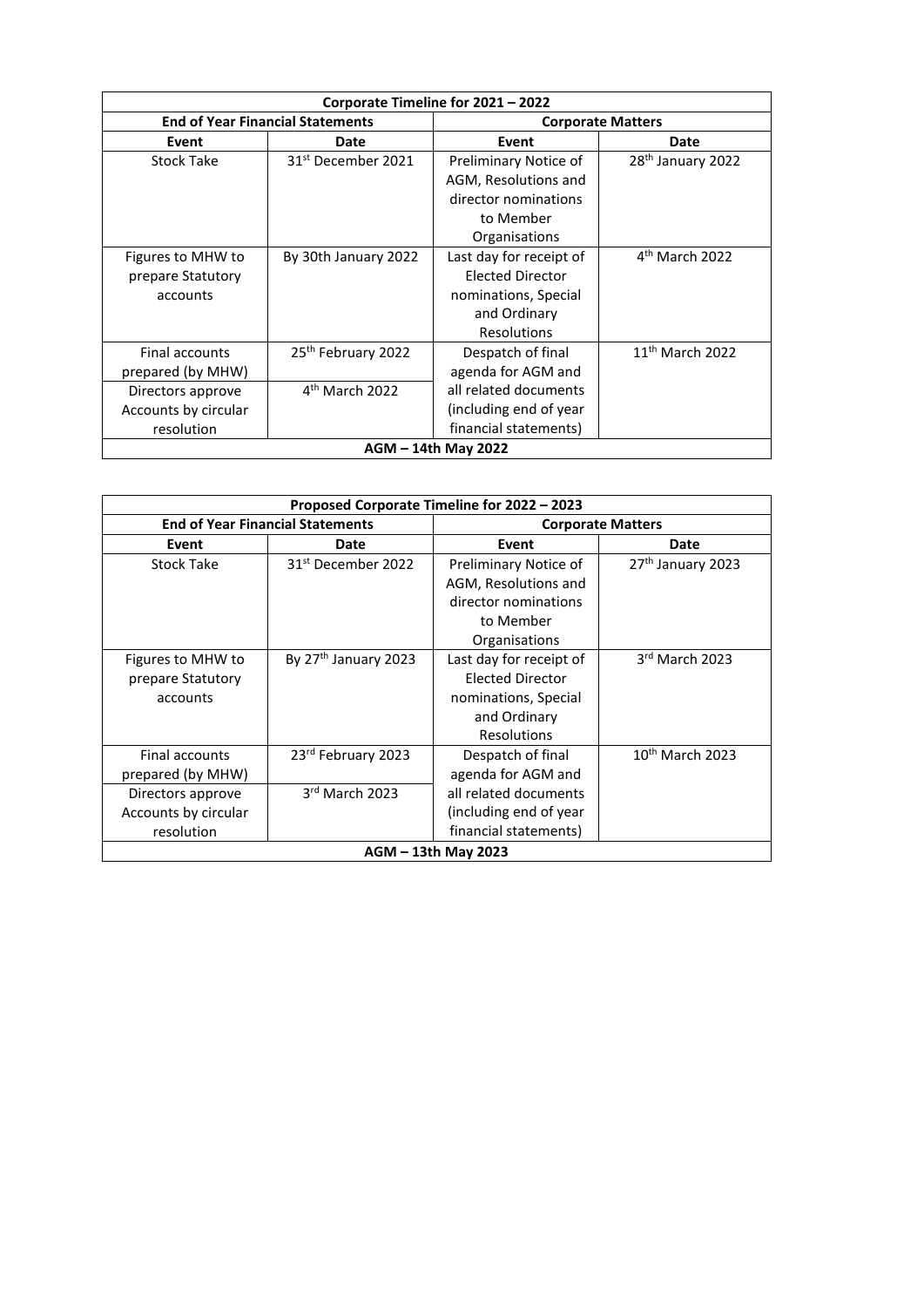| Corporate Timeline for 2021 – 2022 | | | |
|---|---|---|---|
| **End of Year Financial Statements** | | **Corporate Matters** | |
| **Event** | **Date** | **Event** | **Date** |
| Stock Take | 31st December 2021 | Preliminary Notice of AGM, Resolutions and director nominations to Member Organisations | 28th January 2022 |
| Figures to MHW to prepare Statutory accounts | By 30th January 2022 | Last day for receipt of Elected Director nominations, Special and Ordinary Resolutions | 4th March 2022 |
| Final accounts prepared (by MHW) | 25th February 2022 | Despatch of final agenda for AGM and all related documents (including end of year financial statements) | 11th March 2022 |
| Directors approve Accounts by circular resolution | 4th March 2022 | | |
| **AGM – 14th May 2022** | | | |

| Proposed Corporate Timeline for 2022 – 2023 | | | |
|---|---|---|---|
| **End of Year Financial Statements** | | **Corporate Matters** | |
| **Event** | **Date** | **Event** | **Date** |
| Stock Take | 31st December 2022 | Preliminary Notice of AGM, Resolutions and director nominations to Member Organisations | 27th January 2023 |
| Figures to MHW to prepare Statutory accounts | By 27th January 2023 | Last day for receipt of Elected Director nominations, Special and Ordinary Resolutions | 3rd March 2023 |
| Final accounts prepared (by MHW) | 23rd February 2023 | Despatch of final agenda for AGM and all related documents (including end of year financial statements) | 10th March 2023 |
| Directors approve Accounts by circular resolution | 3rd March 2023 | | |
| **AGM – 13th May 2023** | | | |